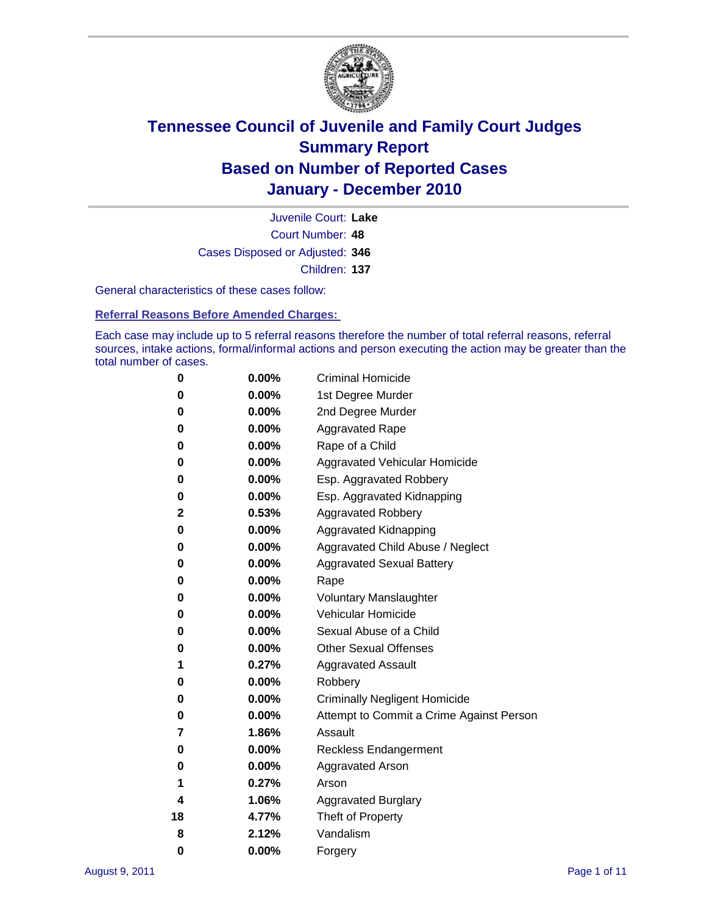# Tennessee Council of Juvenile and Family Court Judges
## Summary Report
## Based on Number of Reported Cases
## January - December 2010

Juvenile Court: **Lake**

Court Number: **48**

Cases Disposed or Adjusted: **346**

Children: **137**

General characteristics of these cases follow:

### Referral Reasons Before Amended Charges:

Each case may include up to 5 referral reasons therefore the number of total referral reasons, referral sources, intake actions, formal/informal actions and person executing the action may be greater than the total number of cases.

| | | |
|---|---|---|
| 0 | 0.00% | Criminal Homicide |
| 0 | 0.00% | 1st Degree Murder |
| 0 | 0.00% | 2nd Degree Murder |
| 0 | 0.00% | Aggravated Rape |
| 0 | 0.00% | Rape of a Child |
| 0 | 0.00% | Aggravated Vehicular Homicide |
| 0 | 0.00% | Esp. Aggravated Robbery |
| 0 | 0.00% | Esp. Aggravated Kidnapping |
| 2 | 0.53% | Aggravated Robbery |
| 0 | 0.00% | Aggravated Kidnapping |
| 0 | 0.00% | Aggravated Child Abuse / Neglect |
| 0 | 0.00% | Aggravated Sexual Battery |
| 0 | 0.00% | Rape |
| 0 | 0.00% | Voluntary Manslaughter |
| 0 | 0.00% | Vehicular Homicide |
| 0 | 0.00% | Sexual Abuse of a Child |
| 0 | 0.00% | Other Sexual Offenses |
| 1 | 0.27% | Aggravated Assault |
| 0 | 0.00% | Robbery |
| 0 | 0.00% | Criminally Negligent Homicide |
| 0 | 0.00% | Attempt to Commit a Crime Against Person |
| 7 | 1.86% | Assault |
| 0 | 0.00% | Reckless Endangerment |
| 0 | 0.00% | Aggravated Arson |
| 1 | 0.27% | Arson |
| 4 | 1.06% | Aggravated Burglary |
| 18 | 4.77% | Theft of Property |
| 8 | 2.12% | Vandalism |
| 0 | 0.00% | Forgery |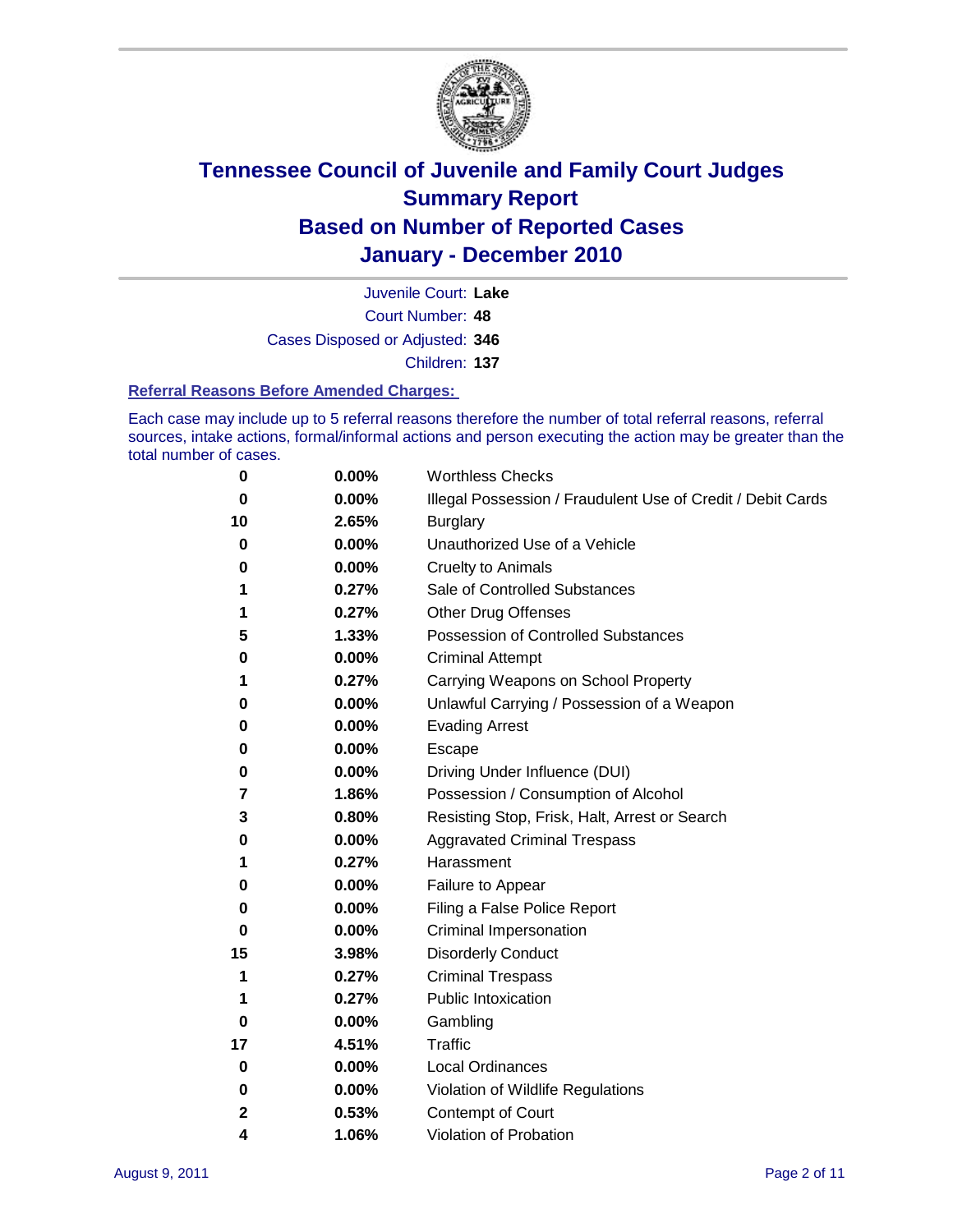# Tennessee Council of Juvenile and Family Court Judges
# Summary Report
# Based on Number of Reported Cases
# January - December 2010

Juvenile Court: **Lake**

Court Number: **48**

Cases Disposed or Adjusted: **346**

Children: **137**

### Referral Reasons Before Amended Charges:

Each case may include up to 5 referral reasons therefore the number of total referral reasons, referral sources, intake actions, formal/informal actions and person executing the action may be greater than the total number of cases.

| | | |
|---|---|---|
| 0 | 0.00% | Worthless Checks |
| 0 | 0.00% | Illegal Possession / Fraudulent Use of Credit / Debit Cards |
| 10 | 2.65% | Burglary |
| 0 | 0.00% | Unauthorized Use of a Vehicle |
| 0 | 0.00% | Cruelty to Animals |
| 1 | 0.27% | Sale of Controlled Substances |
| 1 | 0.27% | Other Drug Offenses |
| 5 | 1.33% | Possession of Controlled Substances |
| 0 | 0.00% | Criminal Attempt |
| 1 | 0.27% | Carrying Weapons on School Property |
| 0 | 0.00% | Unlawful Carrying / Possession of a Weapon |
| 0 | 0.00% | Evading Arrest |
| 0 | 0.00% | Escape |
| 0 | 0.00% | Driving Under Influence (DUI) |
| 7 | 1.86% | Possession / Consumption of Alcohol |
| 3 | 0.80% | Resisting Stop, Frisk, Halt, Arrest or Search |
| 0 | 0.00% | Aggravated Criminal Trespass |
| 1 | 0.27% | Harassment |
| 0 | 0.00% | Failure to Appear |
| 0 | 0.00% | Filing a False Police Report |
| 0 | 0.00% | Criminal Impersonation |
| 15 | 3.98% | Disorderly Conduct |
| 1 | 0.27% | Criminal Trespass |
| 1 | 0.27% | Public Intoxication |
| 0 | 0.00% | Gambling |
| 17 | 4.51% | Traffic |
| 0 | 0.00% | Local Ordinances |
| 0 | 0.00% | Violation of Wildlife Regulations |
| 2 | 0.53% | Contempt of Court |
| 4 | 1.06% | Violation of Probation |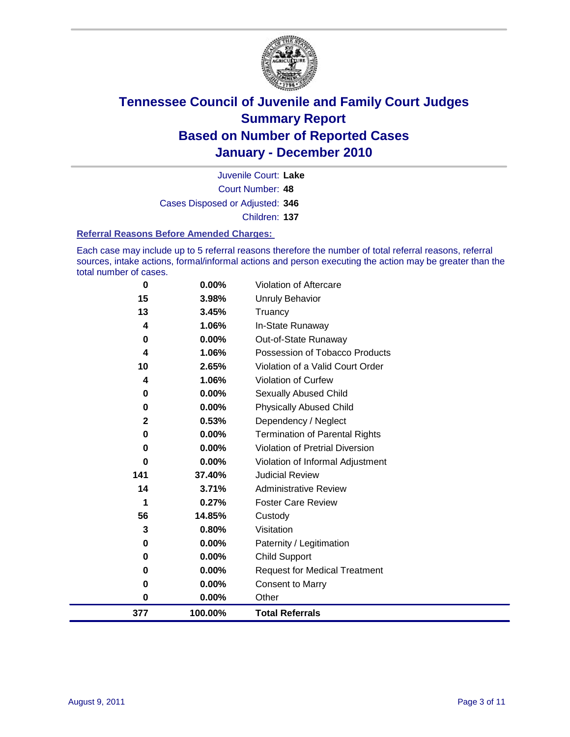# Tennessee Council of Juvenile and Family Court Judges
## Summary Report
## Based on Number of Reported Cases
## January - December 2010

Juvenile Court: **Lake**
Court Number: **48**
Cases Disposed or Adjusted: **346**
Children: **137**

### Referral Reasons Before Amended Charges:

Each case may include up to 5 referral reasons therefore the number of total referral reasons, referral sources, intake actions, formal/informal actions and person executing the action may be greater than the total number of cases.

| | | |
|---|---|---|
| 0 | 0.00% | Violation of Aftercare |
| 15 | 3.98% | Unruly Behavior |
| 13 | 3.45% | Truancy |
| 4 | 1.06% | In-State Runaway |
| 0 | 0.00% | Out-of-State Runaway |
| 4 | 1.06% | Possession of Tobacco Products |
| 10 | 2.65% | Violation of a Valid Court Order |
| 4 | 1.06% | Violation of Curfew |
| 0 | 0.00% | Sexually Abused Child |
| 0 | 0.00% | Physically Abused Child |
| 2 | 0.53% | Dependency / Neglect |
| 0 | 0.00% | Termination of Parental Rights |
| 0 | 0.00% | Violation of Pretrial Diversion |
| 0 | 0.00% | Violation of Informal Adjustment |
| 141 | 37.40% | Judicial Review |
| 14 | 3.71% | Administrative Review |
| 1 | 0.27% | Foster Care Review |
| 56 | 14.85% | Custody |
| 3 | 0.80% | Visitation |
| 0 | 0.00% | Paternity / Legitimation |
| 0 | 0.00% | Child Support |
| 0 | 0.00% | Request for Medical Treatment |
| 0 | 0.00% | Consent to Marry |
| 0 | 0.00% | Other |
| **377** | **100.00%** | **Total Referrals** |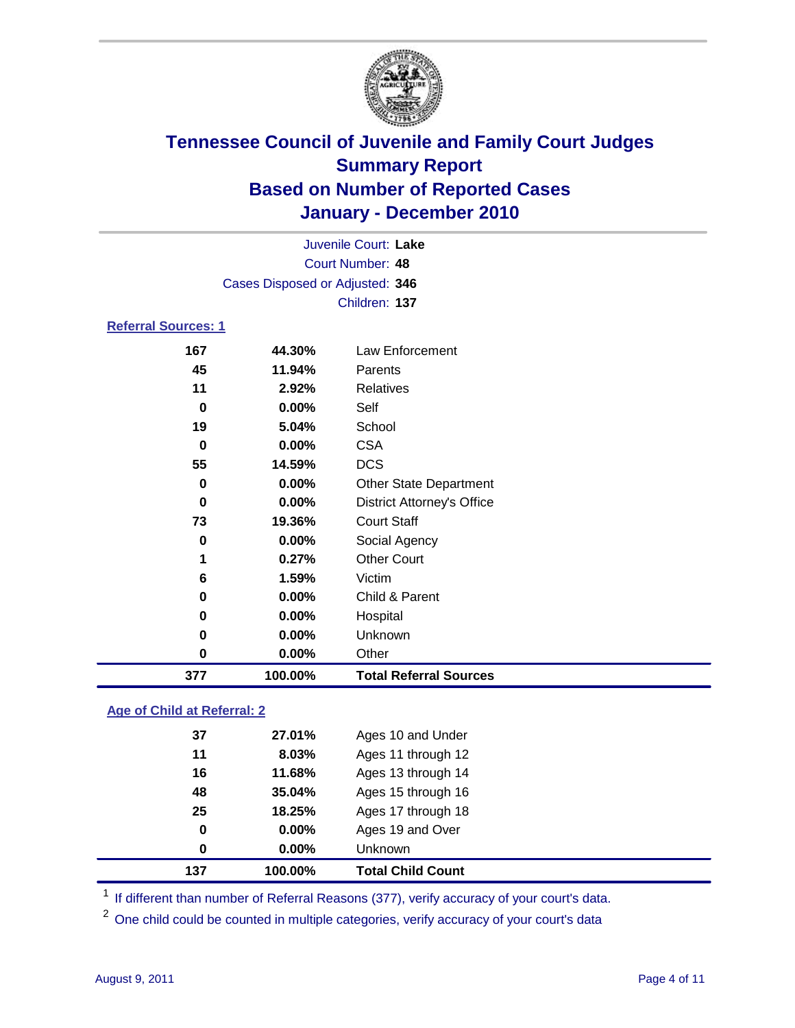# Tennessee Council of Juvenile and Family Court Judges
## Summary Report
## Based on Number of Reported Cases
## January - December 2010

Juvenile Court: **Lake**
Court Number: **48**
Cases Disposed or Adjusted: **346**
Children: **137**

### Referral Sources: 1

| | | |
|---|---|---|
| 167 | 44.30% | Law Enforcement |
| 45 | 11.94% | Parents |
| 11 | 2.92% | Relatives |
| 0 | 0.00% | Self |
| 19 | 5.04% | School |
| 0 | 0.00% | CSA |
| 55 | 14.59% | DCS |
| 0 | 0.00% | Other State Department |
| 0 | 0.00% | District Attorney's Office |
| 73 | 19.36% | Court Staff |
| 0 | 0.00% | Social Agency |
| 1 | 0.27% | Other Court |
| 6 | 1.59% | Victim |
| 0 | 0.00% | Child & Parent |
| 0 | 0.00% | Hospital |
| 0 | 0.00% | Unknown |
| 0 | 0.00% | Other |
| **377** | **100.00%** | **Total Referral Sources** |

### Age of Child at Referral: 2

| | | |
|---|---|---|
| 37 | 27.01% | Ages 10 and Under |
| 11 | 8.03% | Ages 11 through 12 |
| 16 | 11.68% | Ages 13 through 14 |
| 48 | 35.04% | Ages 15 through 16 |
| 25 | 18.25% | Ages 17 through 18 |
| 0 | 0.00% | Ages 19 and Over |
| 0 | 0.00% | Unknown |
| **137** | **100.00%** | **Total Child Count** |

[1] If different than number of Referral Reasons (377), verify accuracy of your court's data.

[2] One child could be counted in multiple categories, verify accuracy of your court's data

August 9, 2011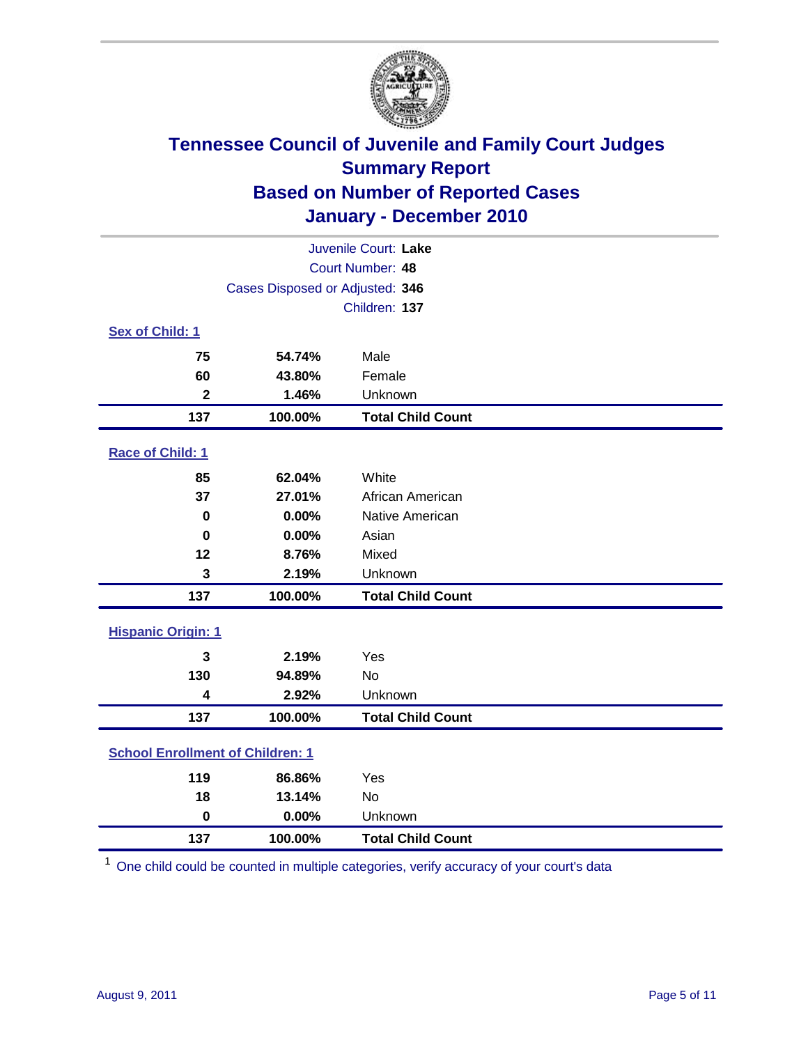# Tennessee Council of Juvenile and Family Court Judges
## Summary Report
## Based on Number of Reported Cases
## January - December 2010

Juvenile Court: **Lake**
Court Number: **48**
Cases Disposed or Adjusted: **346**
Children: **137**

### Sex of Child: 1

| | | |
|---|---|---|
| 75 | 54.74% | Male |
| 60 | 43.80% | Female |
| 2 | 1.46% | Unknown |
| **137** | **100.00%** | **Total Child Count** |

### Race of Child: 1

| | | |
|---|---|---|
| 85 | 62.04% | White |
| 37 | 27.01% | African American |
| 0 | 0.00% | Native American |
| 0 | 0.00% | Asian |
| 12 | 8.76% | Mixed |
| 3 | 2.19% | Unknown |
| **137** | **100.00%** | **Total Child Count** |

### Hispanic Origin: 1

| | | |
|---|---|---|
| 3 | 2.19% | Yes |
| 130 | 94.89% | No |
| 4 | 2.92% | Unknown |
| **137** | **100.00%** | **Total Child Count** |

### School Enrollment of Children: 1

| | | |
|---|---|---|
| 119 | 86.86% | Yes |
| 18 | 13.14% | No |
| 0 | 0.00% | Unknown |
| **137** | **100.00%** | **Total Child Count** |

[1] One child could be counted in multiple categories, verify accuracy of your court's data

August 9, 2011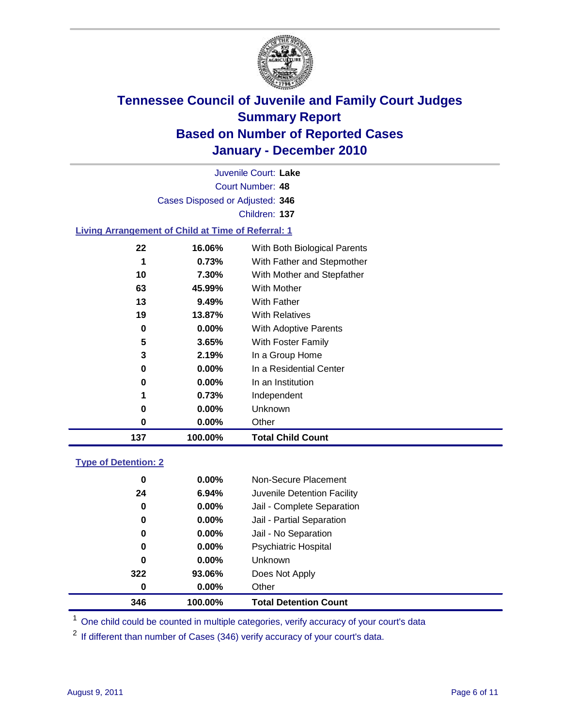# Tennessee Council of Juvenile and Family Court Judges
## Summary Report
## Based on Number of Reported Cases
## January - December 2010

Juvenile Court: **Lake**

Court Number: **48**

Cases Disposed or Adjusted: **346**

Children: **137**

### Living Arrangement of Child at Time of Referral: 1

| Count | Percent | Category |
|---|---|---|
| 22 | 16.06% | With Both Biological Parents |
| 1 | 0.73% | With Father and Stepmother |
| 10 | 7.30% | With Mother and Stepfather |
| 63 | 45.99% | With Mother |
| 13 | 9.49% | With Father |
| 19 | 13.87% | With Relatives |
| 0 | 0.00% | With Adoptive Parents |
| 5 | 3.65% | With Foster Family |
| 3 | 2.19% | In a Group Home |
| 0 | 0.00% | In a Residential Center |
| 0 | 0.00% | In an Institution |
| 1 | 0.73% | Independent |
| 0 | 0.00% | Unknown |
| 0 | 0.00% | Other |
| **137** | **100.00%** | **Total Child Count** |

### Type of Detention: 2

| Count | Percent | Category |
|---|---|---|
| 0 | 0.00% | Non-Secure Placement |
| 24 | 6.94% | Juvenile Detention Facility |
| 0 | 0.00% | Jail - Complete Separation |
| 0 | 0.00% | Jail - Partial Separation |
| 0 | 0.00% | Jail - No Separation |
| 0 | 0.00% | Psychiatric Hospital |
| 0 | 0.00% | Unknown |
| 322 | 93.06% | Does Not Apply |
| 0 | 0.00% | Other |
| **346** | **100.00%** | **Total Detention Count** |

[1] One child could be counted in multiple categories, verify accuracy of your court's data

[2] If different than number of Cases (346) verify accuracy of your court's data.

August 9, 2011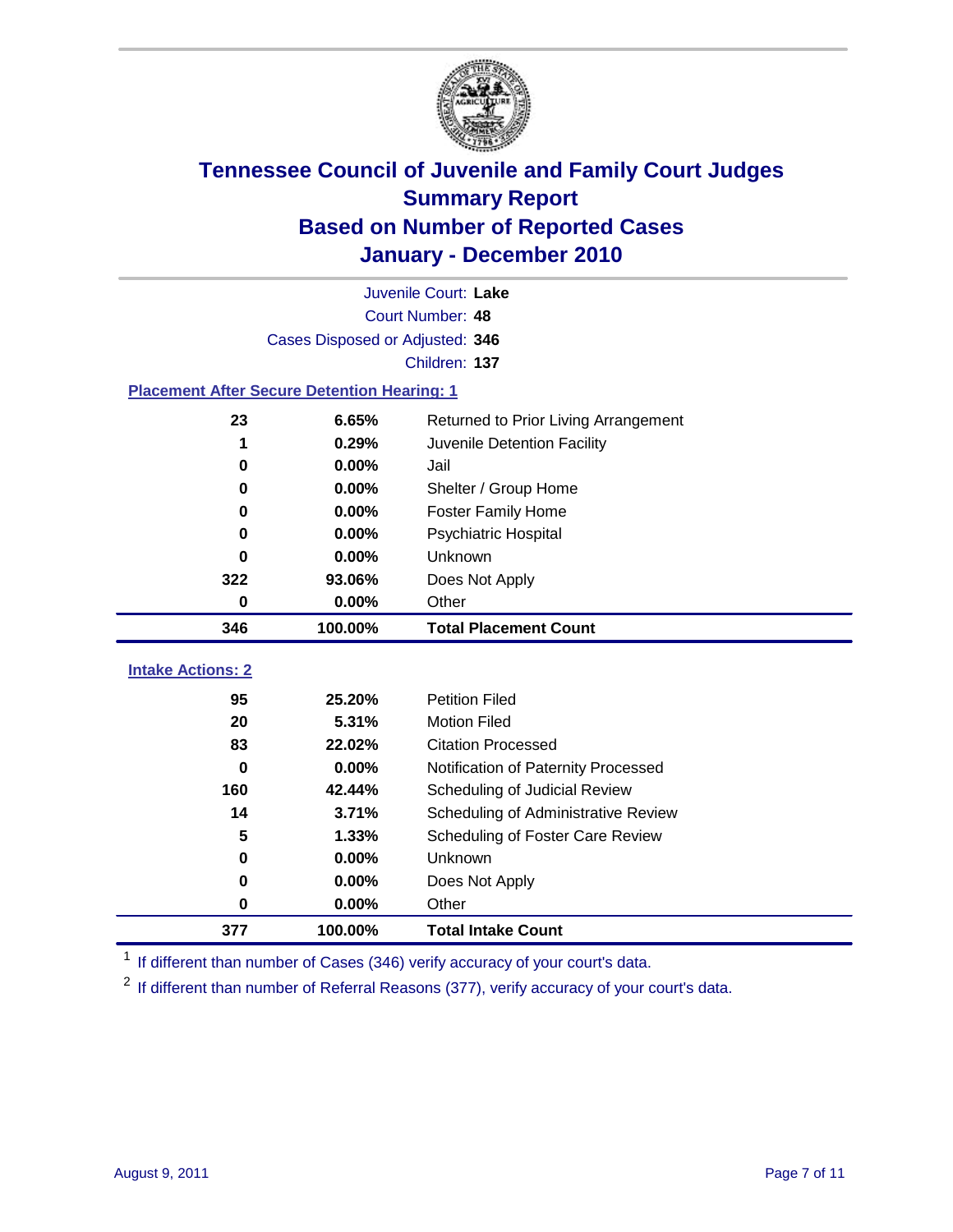# Tennessee Council of Juvenile and Family Court Judges
## Summary Report
## Based on Number of Reported Cases
## January - December 2010

Juvenile Court: **Lake**
Court Number: **48**
Cases Disposed or Adjusted: **346**
Children: **137**

### Placement After Secure Detention Hearing: 1

| Count | Percent | Placement |
|---|---|---|
| 23 | 6.65% | Returned to Prior Living Arrangement |
| 1 | 0.29% | Juvenile Detention Facility |
| 0 | 0.00% | Jail |
| 0 | 0.00% | Shelter / Group Home |
| 0 | 0.00% | Foster Family Home |
| 0 | 0.00% | Psychiatric Hospital |
| 0 | 0.00% | Unknown |
| 322 | 93.06% | Does Not Apply |
| 0 | 0.00% | Other |
| **346** | **100.00%** | **Total Placement Count** |

### Intake Actions: 2

| Count | Percent | Intake Action |
|---|---|---|
| 95 | 25.20% | Petition Filed |
| 20 | 5.31% | Motion Filed |
| 83 | 22.02% | Citation Processed |
| 0 | 0.00% | Notification of Paternity Processed |
| 160 | 42.44% | Scheduling of Judicial Review |
| 14 | 3.71% | Scheduling of Administrative Review |
| 5 | 1.33% | Scheduling of Foster Care Review |
| 0 | 0.00% | Unknown |
| 0 | 0.00% | Does Not Apply |
| 0 | 0.00% | Other |
| **377** | **100.00%** | **Total Intake Count** |

[1] If different than number of Cases (346) verify accuracy of your court's data.

[2] If different than number of Referral Reasons (377), verify accuracy of your court's data.

August 9, 2011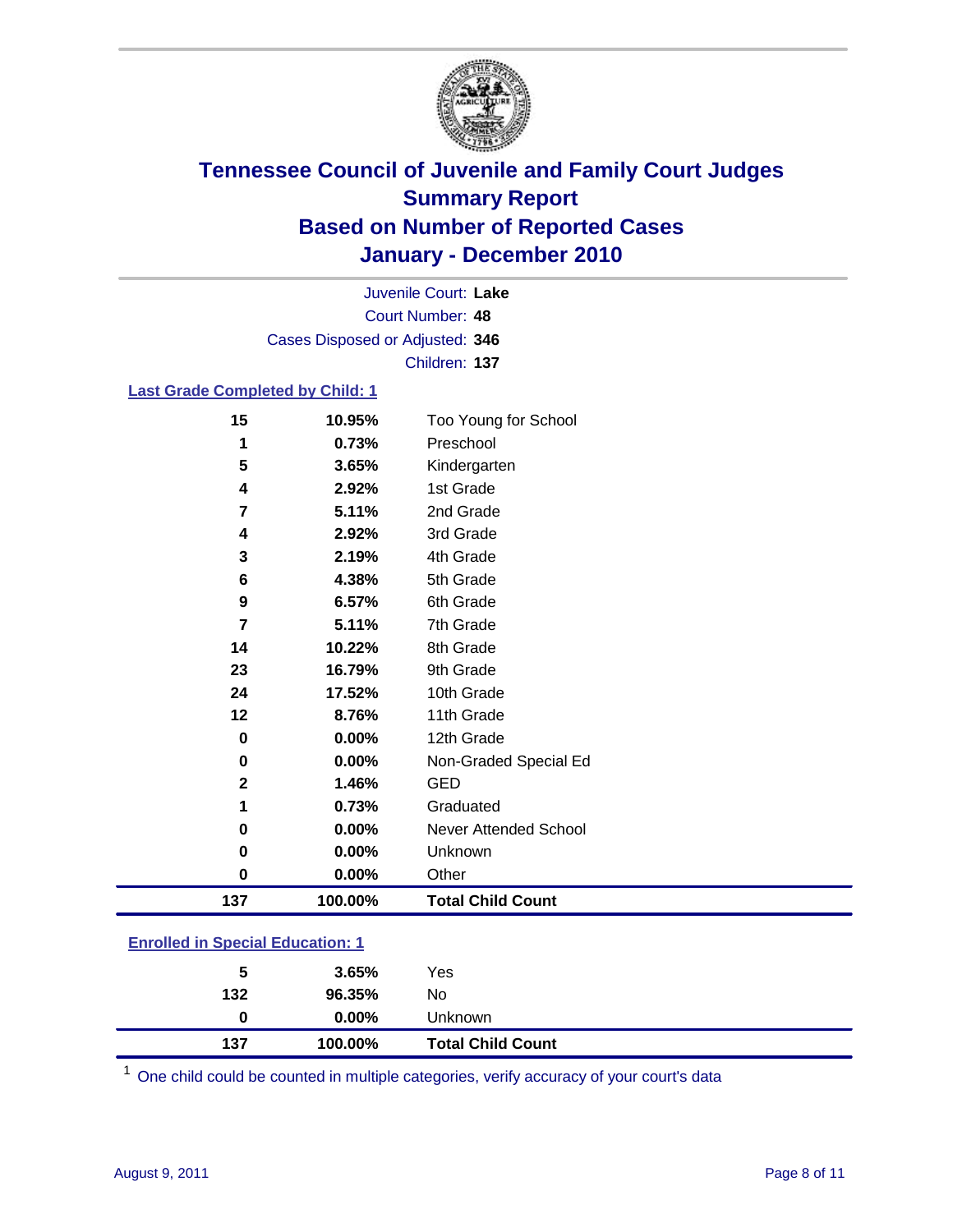# Tennessee Council of Juvenile and Family Court Judges
## Summary Report
## Based on Number of Reported Cases
## January - December 2010

Juvenile Court: **Lake**
Court Number: **48**
Cases Disposed or Adjusted: **346**
Children: **137**

### Last Grade Completed by Child: 1

| Count | Percent | Category |
|---|---|---|
| 15 | 10.95% | Too Young for School |
| 1 | 0.73% | Preschool |
| 5 | 3.65% | Kindergarten |
| 4 | 2.92% | 1st Grade |
| 7 | 5.11% | 2nd Grade |
| 4 | 2.92% | 3rd Grade |
| 3 | 2.19% | 4th Grade |
| 6 | 4.38% | 5th Grade |
| 9 | 6.57% | 6th Grade |
| 7 | 5.11% | 7th Grade |
| 14 | 10.22% | 8th Grade |
| 23 | 16.79% | 9th Grade |
| 24 | 17.52% | 10th Grade |
| 12 | 8.76% | 11th Grade |
| 0 | 0.00% | 12th Grade |
| 0 | 0.00% | Non-Graded Special Ed |
| 2 | 1.46% | GED |
| 1 | 0.73% | Graduated |
| 0 | 0.00% | Never Attended School |
| 0 | 0.00% | Unknown |
| 0 | 0.00% | Other |
| **137** | **100.00%** | **Total Child Count** |

### Enrolled in Special Education: 1

| Count | Percent | Category |
|---|---|---|
| 5 | 3.65% | Yes |
| 132 | 96.35% | No |
| 0 | 0.00% | Unknown |
| **137** | **100.00%** | **Total Child Count** |

[1] One child could be counted in multiple categories, verify accuracy of your court's data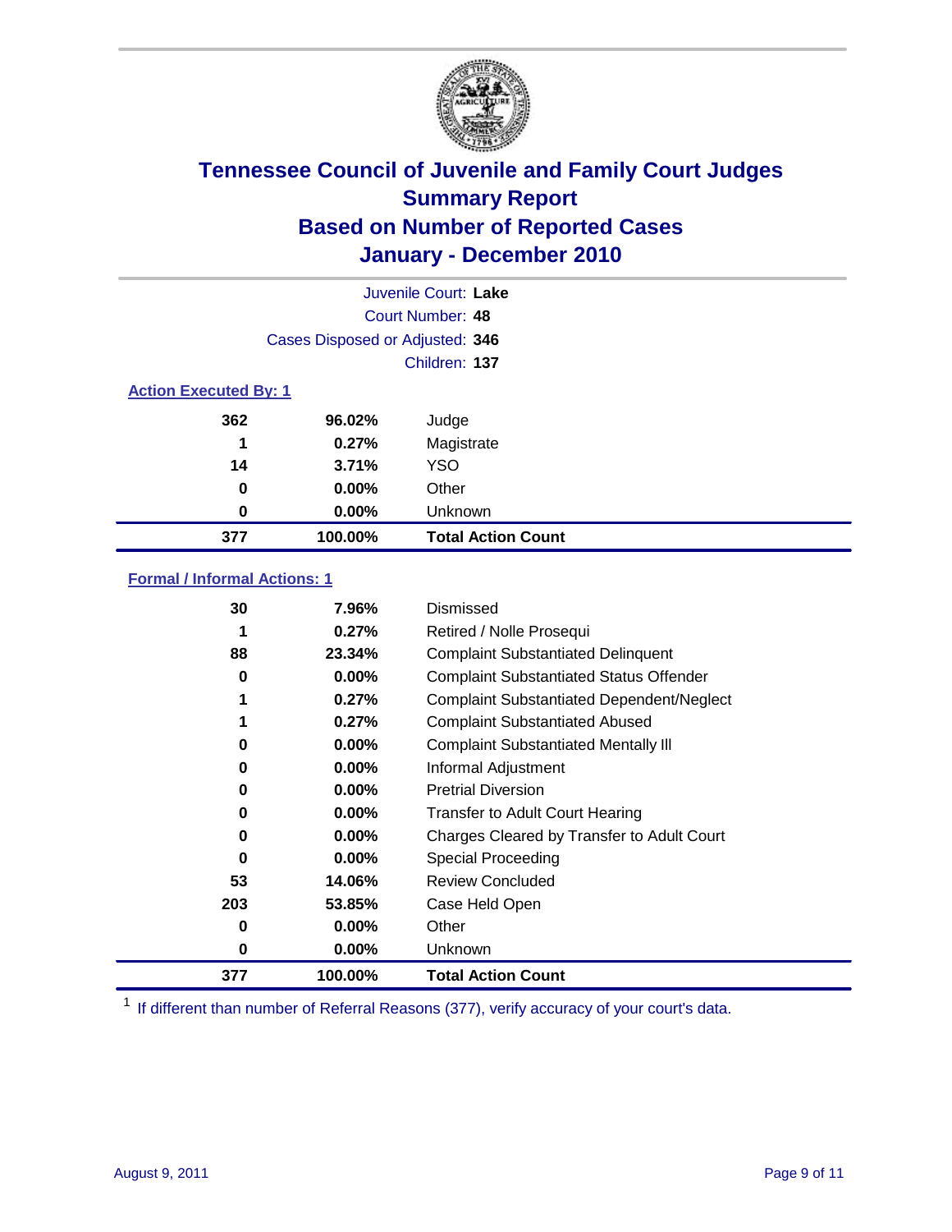# Tennessee Council of Juvenile and Family Court Judges
## Summary Report
## Based on Number of Reported Cases
## January - December 2010

Juvenile Court: **Lake**
Court Number: **48**
Cases Disposed or Adjusted: **346**
Children: **137**

### Action Executed By: 1

| | | |
|---|---|---|
| 362 | 96.02% | Judge |
| 1 | 0.27% | Magistrate |
| 14 | 3.71% | YSO |
| 0 | 0.00% | Other |
| 0 | 0.00% | Unknown |
| **377** | **100.00%** | **Total Action Count** |

### Formal / Informal Actions: 1

| | | |
|---|---|---|
| 30 | 7.96% | Dismissed |
| 1 | 0.27% | Retired / Nolle Prosequi |
| 88 | 23.34% | Complaint Substantiated Delinquent |
| 0 | 0.00% | Complaint Substantiated Status Offender |
| 1 | 0.27% | Complaint Substantiated Dependent/Neglect |
| 1 | 0.27% | Complaint Substantiated Abused |
| 0 | 0.00% | Complaint Substantiated Mentally Ill |
| 0 | 0.00% | Informal Adjustment |
| 0 | 0.00% | Pretrial Diversion |
| 0 | 0.00% | Transfer to Adult Court Hearing |
| 0 | 0.00% | Charges Cleared by Transfer to Adult Court |
| 0 | 0.00% | Special Proceeding |
| 53 | 14.06% | Review Concluded |
| 203 | 53.85% | Case Held Open |
| 0 | 0.00% | Other |
| 0 | 0.00% | Unknown |
| **377** | **100.00%** | **Total Action Count** |

[1] If different than number of Referral Reasons (377), verify accuracy of your court's data.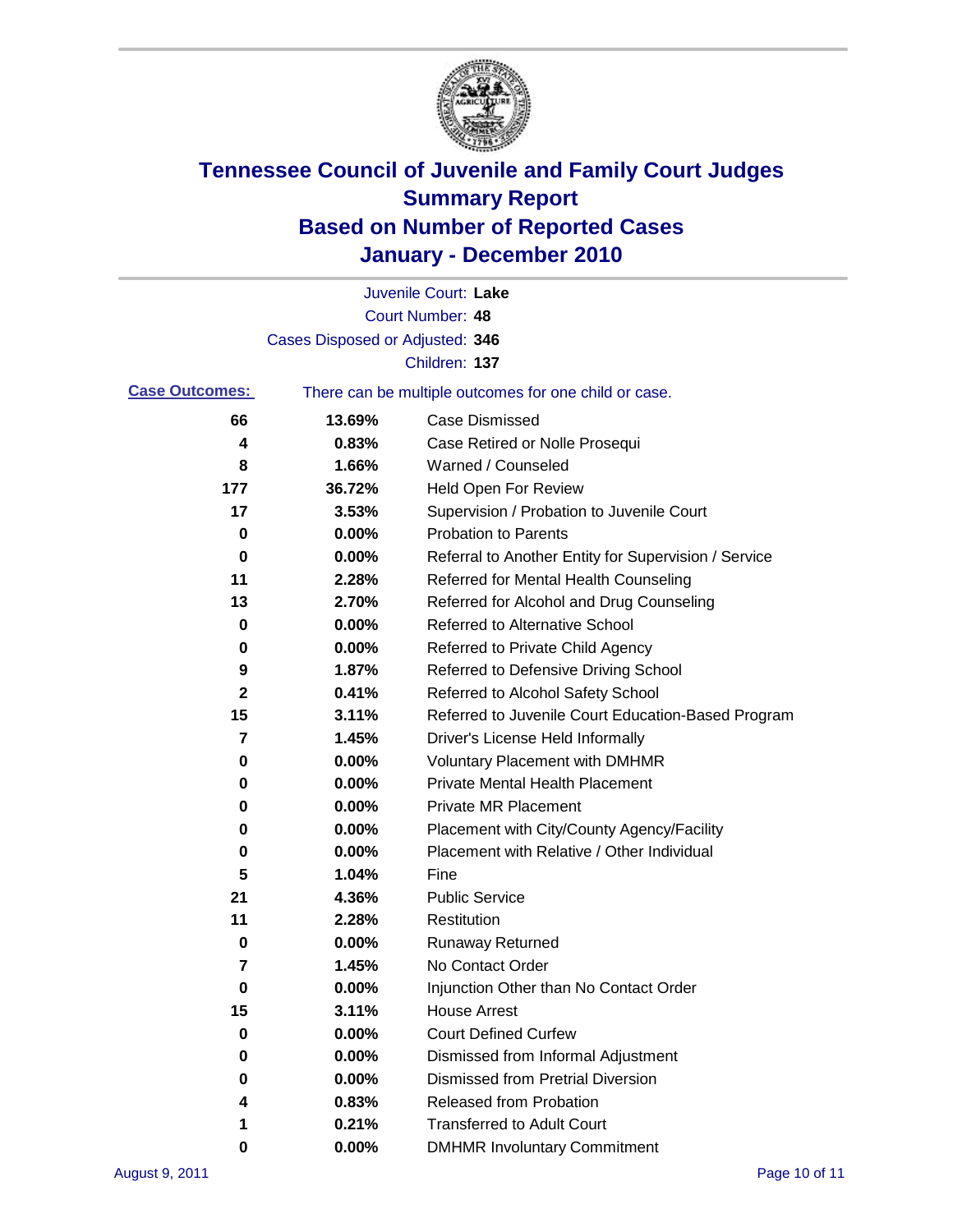# Tennessee Council of Juvenile and Family Court Judges
## Summary Report
## Based on Number of Reported Cases
## January - December 2010

Juvenile Court: **Lake**
Court Number: **48**
Cases Disposed or Adjusted: **346**
Children: **137**

**Case Outcomes:** There can be multiple outcomes for one child or case.

| | | |
|---|---|---|
| 66 | 13.69% | Case Dismissed |
| 4 | 0.83% | Case Retired or Nolle Prosequi |
| 8 | 1.66% | Warned / Counseled |
| 177 | 36.72% | Held Open For Review |
| 17 | 3.53% | Supervision / Probation to Juvenile Court |
| 0 | 0.00% | Probation to Parents |
| 0 | 0.00% | Referral to Another Entity for Supervision / Service |
| 11 | 2.28% | Referred for Mental Health Counseling |
| 13 | 2.70% | Referred for Alcohol and Drug Counseling |
| 0 | 0.00% | Referred to Alternative School |
| 0 | 0.00% | Referred to Private Child Agency |
| 9 | 1.87% | Referred to Defensive Driving School |
| 2 | 0.41% | Referred to Alcohol Safety School |
| 15 | 3.11% | Referred to Juvenile Court Education-Based Program |
| 7 | 1.45% | Driver's License Held Informally |
| 0 | 0.00% | Voluntary Placement with DMHMR |
| 0 | 0.00% | Private Mental Health Placement |
| 0 | 0.00% | Private MR Placement |
| 0 | 0.00% | Placement with City/County Agency/Facility |
| 0 | 0.00% | Placement with Relative / Other Individual |
| 5 | 1.04% | Fine |
| 21 | 4.36% | Public Service |
| 11 | 2.28% | Restitution |
| 0 | 0.00% | Runaway Returned |
| 7 | 1.45% | No Contact Order |
| 0 | 0.00% | Injunction Other than No Contact Order |
| 15 | 3.11% | House Arrest |
| 0 | 0.00% | Court Defined Curfew |
| 0 | 0.00% | Dismissed from Informal Adjustment |
| 0 | 0.00% | Dismissed from Pretrial Diversion |
| 4 | 0.83% | Released from Probation |
| 1 | 0.21% | Transferred to Adult Court |
| 0 | 0.00% | DMHMR Involuntary Commitment |

August 9, 2011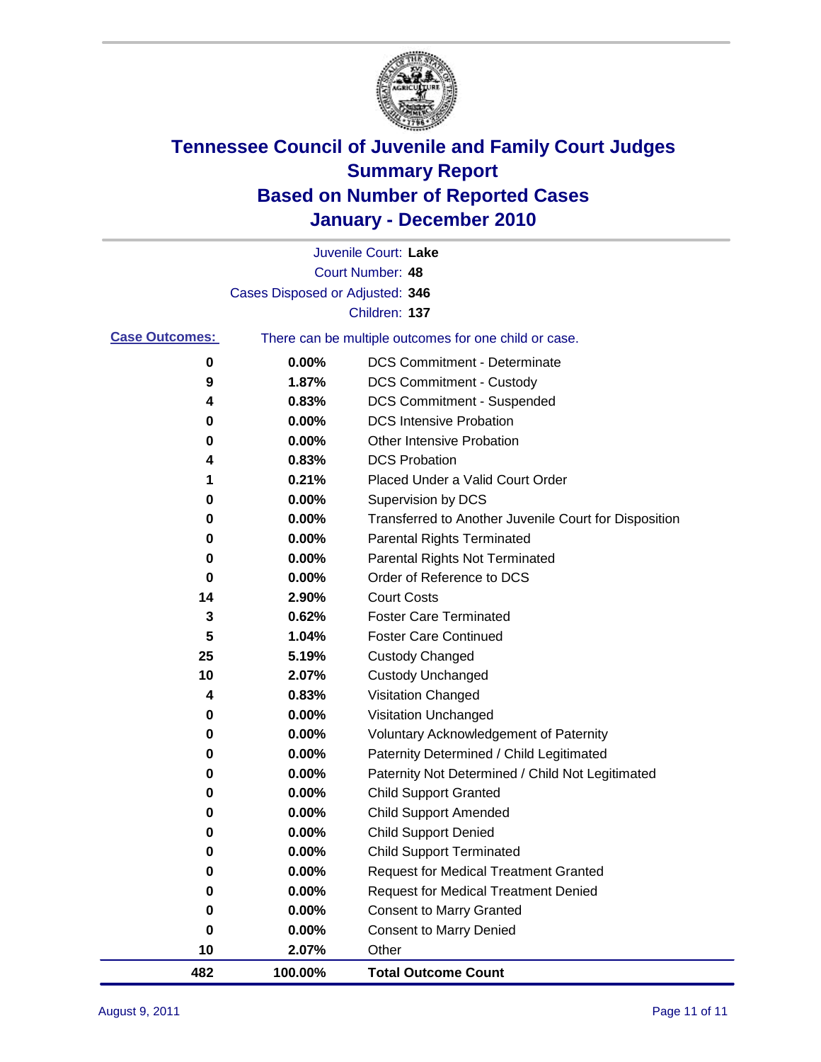# Tennessee Council of Juvenile and Family Court Judges
# Summary Report
# Based on Number of Reported Cases
# January - December 2010

Juvenile Court: **Lake**

Court Number: **48**

Cases Disposed or Adjusted: **346**

Children: **137**

**Case Outcomes:** There can be multiple outcomes for one child or case.

| | | |
|---|---|---|
| 0 | 0.00% | DCS Commitment - Determinate |
| 9 | 1.87% | DCS Commitment - Custody |
| 4 | 0.83% | DCS Commitment - Suspended |
| 0 | 0.00% | DCS Intensive Probation |
| 0 | 0.00% | Other Intensive Probation |
| 4 | 0.83% | DCS Probation |
| 1 | 0.21% | Placed Under a Valid Court Order |
| 0 | 0.00% | Supervision by DCS |
| 0 | 0.00% | Transferred to Another Juvenile Court for Disposition |
| 0 | 0.00% | Parental Rights Terminated |
| 0 | 0.00% | Parental Rights Not Terminated |
| 0 | 0.00% | Order of Reference to DCS |
| 14 | 2.90% | Court Costs |
| 3 | 0.62% | Foster Care Terminated |
| 5 | 1.04% | Foster Care Continued |
| 25 | 5.19% | Custody Changed |
| 10 | 2.07% | Custody Unchanged |
| 4 | 0.83% | Visitation Changed |
| 0 | 0.00% | Visitation Unchanged |
| 0 | 0.00% | Voluntary Acknowledgement of Paternity |
| 0 | 0.00% | Paternity Determined / Child Legitimated |
| 0 | 0.00% | Paternity Not Determined / Child Not Legitimated |
| 0 | 0.00% | Child Support Granted |
| 0 | 0.00% | Child Support Amended |
| 0 | 0.00% | Child Support Denied |
| 0 | 0.00% | Child Support Terminated |
| 0 | 0.00% | Request for Medical Treatment Granted |
| 0 | 0.00% | Request for Medical Treatment Denied |
| 0 | 0.00% | Consent to Marry Granted |
| 0 | 0.00% | Consent to Marry Denied |
| 10 | 2.07% | Other |
| **482** | **100.00%** | **Total Outcome Count** |